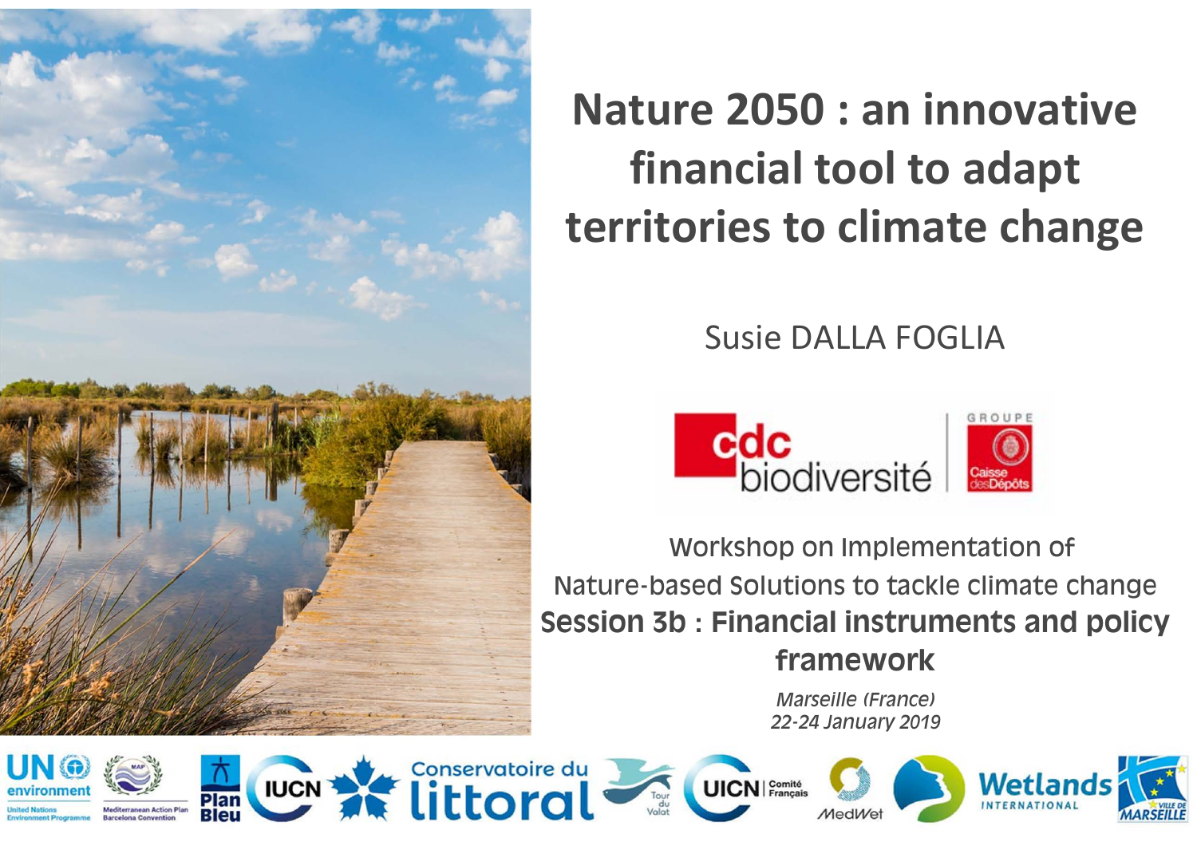# Nature 2050 : an innovative financial tool to adapt territories to climate change

Susie DALLA FOGLIA

cdc biodiversité

GROUPE Caisse des Dépôts

Workshop on Implementation of Nature-based Solutions to tackle climate change

**Session 3b : Financial instruments and policy framework**

*Marseille (France)*
*22-24 January 2019*

UN environment – United Nations Environment Programme | MAP – Mediterranean Action Plan Barcelona Convention | Plan Bleu | IUCN | Conservatoire du littoral | Tour du Valat | UICN Comité Français | MedWet | Wetlands International | Ville de Marseille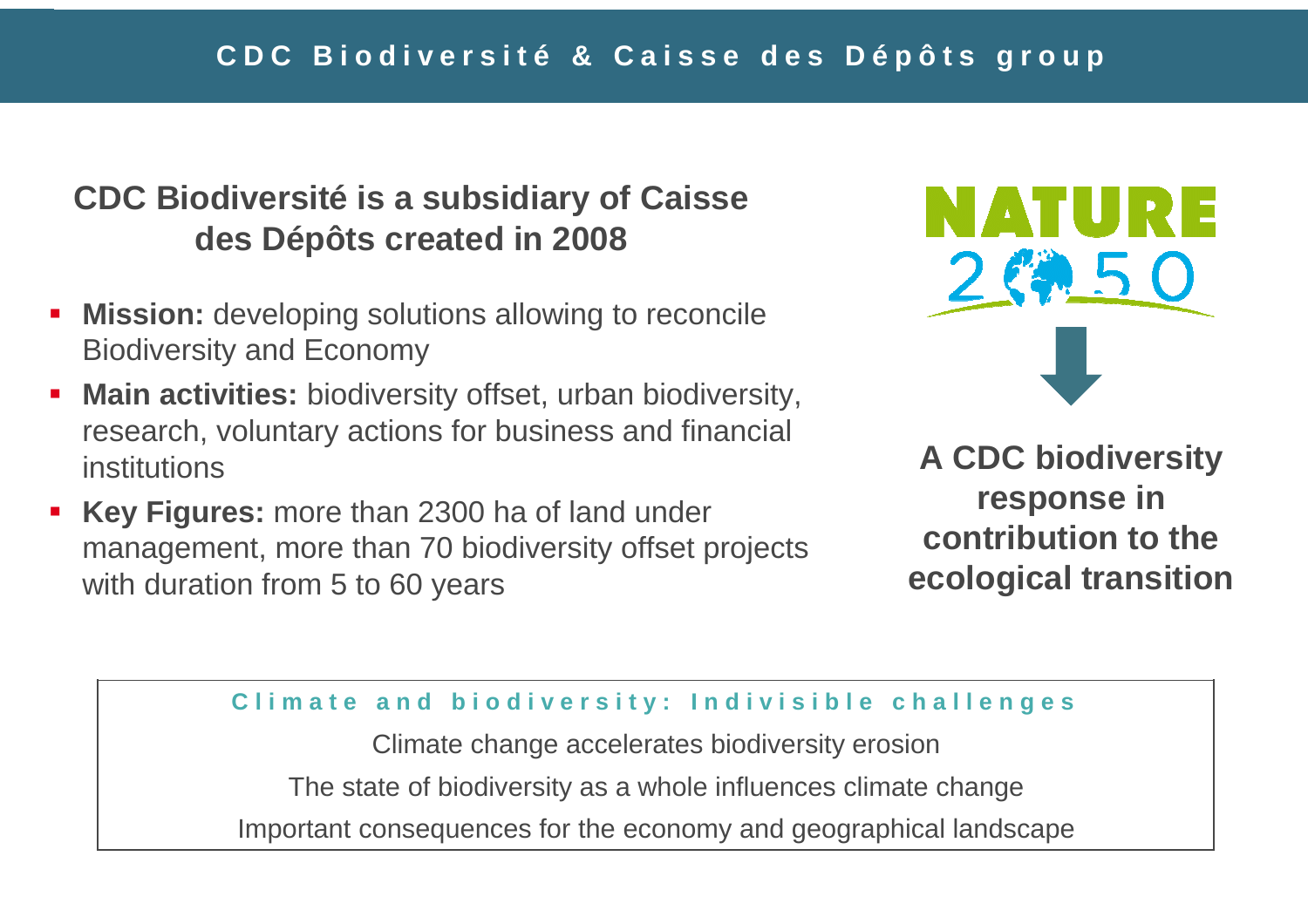# CDC Biodiversité & Caisse des Dépôts group

## CDC Biodiversité is a subsidiary of Caisse des Dépôts created in 2008

- **Mission:** developing solutions allowing to reconcile Biodiversity and Economy
- **Main activities:** biodiversity offset, urban biodiversity, research, voluntary actions for business and financial institutions
- **Key Figures:** more than 2300 ha of land under management, more than 70 biodiversity offset projects with duration from 5 to 60 years

NATURE 2050

**A CDC biodiversity response in contribution to the ecological transition**

### Climate and biodiversity: Indivisible challenges

Climate change accelerates biodiversity erosion

The state of biodiversity as a whole influences climate change

Important consequences for the economy and geographical landscape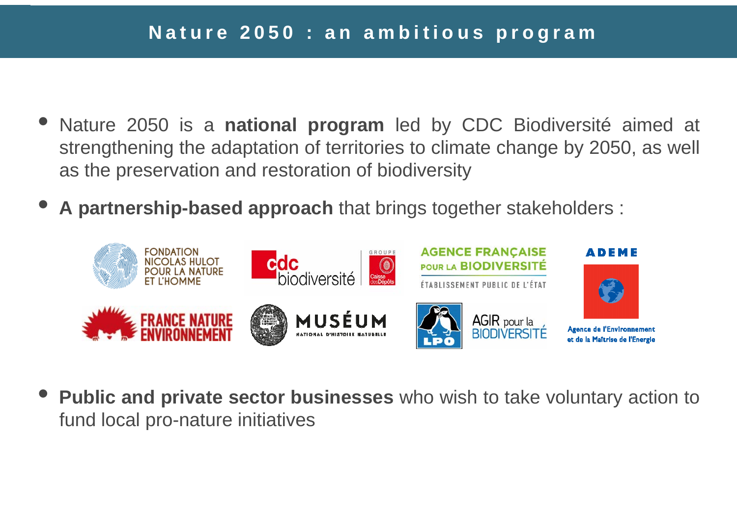# Nature 2050 : an ambitious program

- Nature 2050 is a **national program** led by CDC Biodiversité aimed at strengthening the adaptation of territories to climate change by 2050, as well as the preservation and restoration of biodiversity
- **A partnership-based approach** that brings together stakeholders :

FONDATION NICOLAS HULOT POUR LA NATURE ET L'HOMME

cdc biodiversité GROUPE Caisse desDépôts

AGENCE FRANÇAISE POUR LA BIODIVERSITÉ ÉTABLISSEMENT PUBLIC DE L'ÉTAT

ADEME Agence de l'Environnement et de la Maîtrise de l'Energie

FRANCE NATURE ENVIRONNEMENT

MUSÉUM NATIONAL D'HISTOIRE NATURELLE

LPO AGIR pour la BIODIVERSITÉ

- **Public and private sector businesses** who wish to take voluntary action to fund local pro-nature initiatives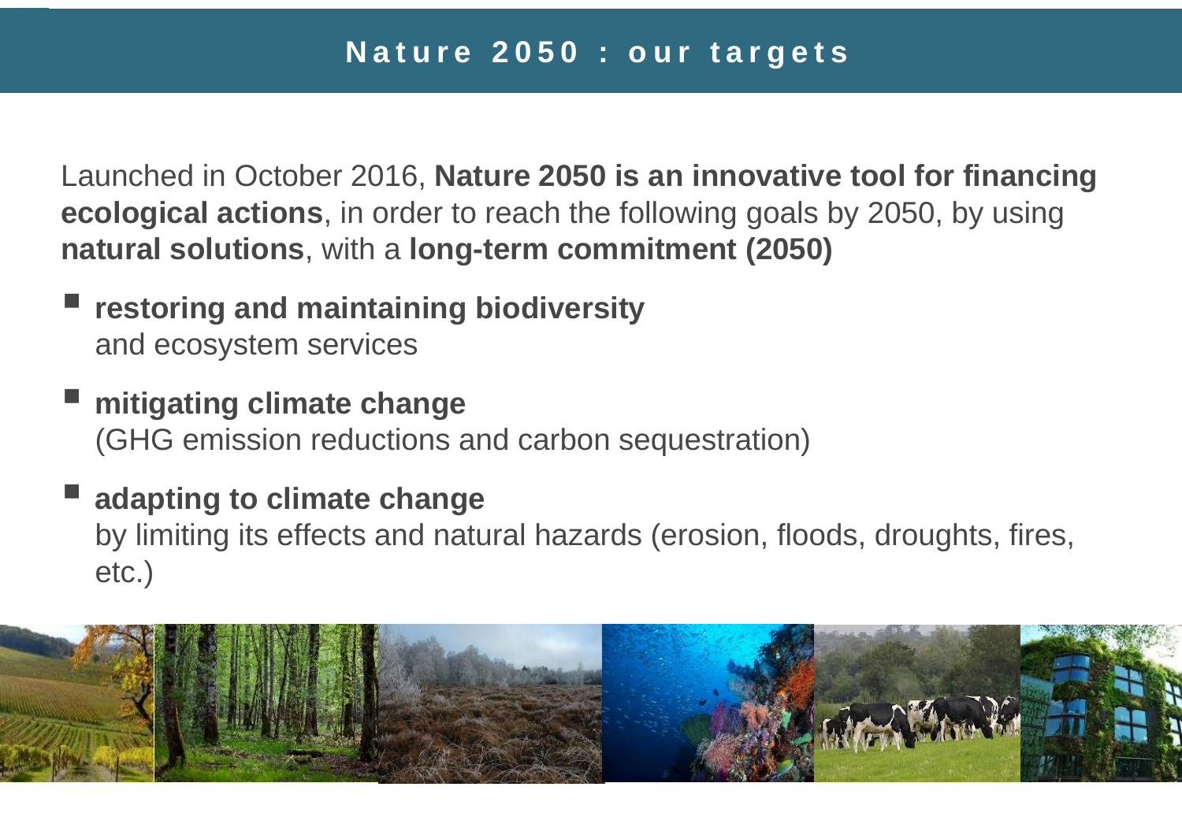# Nature 2050 : our targets

Launched in October 2016, **Nature 2050 is an innovative tool for financing ecological actions**, in order to reach the following goals by 2050, by using **natural solutions**, with a **long-term commitment (2050)**

- **restoring and maintaining biodiversity** and ecosystem services
- **mitigating climate change** (GHG emission reductions and carbon sequestration)
- **adapting to climate change** by limiting its effects and natural hazards (erosion, floods, droughts, fires, etc.)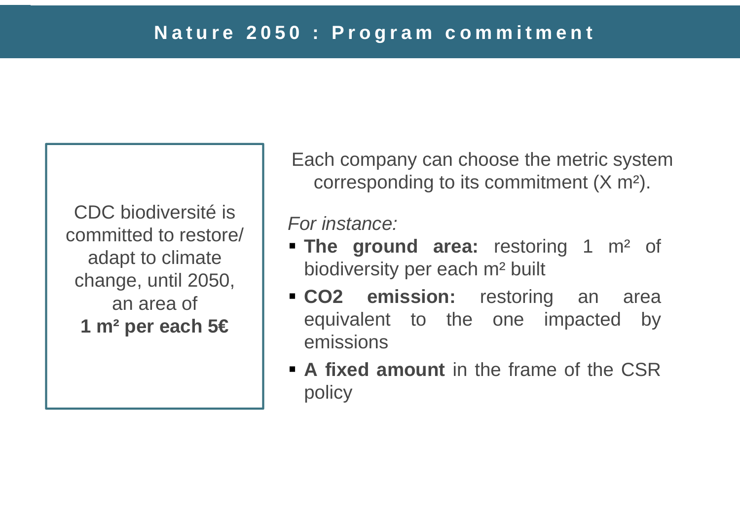# Nature 2050 : Program commitment

CDC biodiversité is committed to restore/ adapt to climate change, until 2050, an area of **1 m² per each 5€**

Each company can choose the metric system corresponding to its commitment (X m²).

*For instance:*

- **The ground area:** restoring 1 m² of biodiversity per each m² built
- **$CO_2$ emission:** restoring an area equivalent to the one impacted by emissions
- **A fixed amount** in the frame of the CSR policy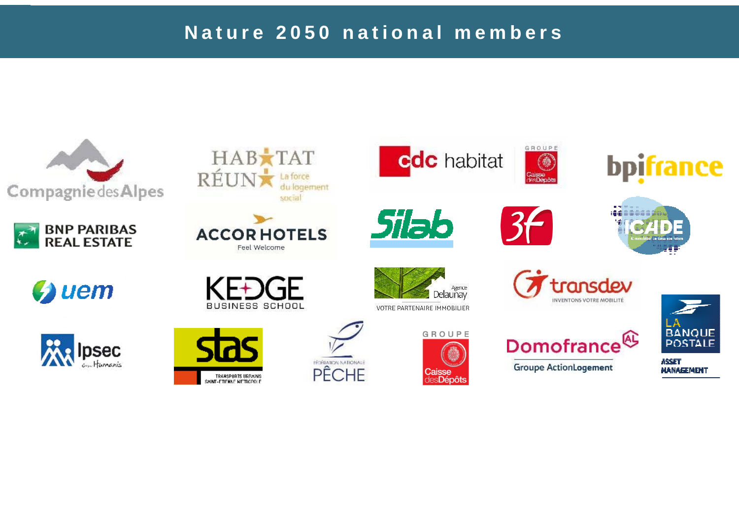# Nature 2050 national members

Compagnie des Alpes

HABITAT RÉUNION La force du logement social

cdc habitat GROUPE Caisse des Dépôts

bpifrance

BNP PARIBAS REAL ESTATE

ACCORHOTELS Feel Welcome

Silab

3F

ICADE

uem

KEDGE BUSINESS SCHOOL

Agence Delaunay VOTRE PARTENAIRE IMMOBILIER

transdev INVENTONS VOTRE MOBILITÉ

LA BANQUE POSTALE ASSET MANAGEMENT

Ipsec Groupe Humanis

stas TRANSPORTS URBAINS SAINT-ETIENNE METROPOLE

FÉDÉRATION NATIONALE PÊCHE

GROUPE Caisse des Dépôts

Domofrance Groupe ActionLogement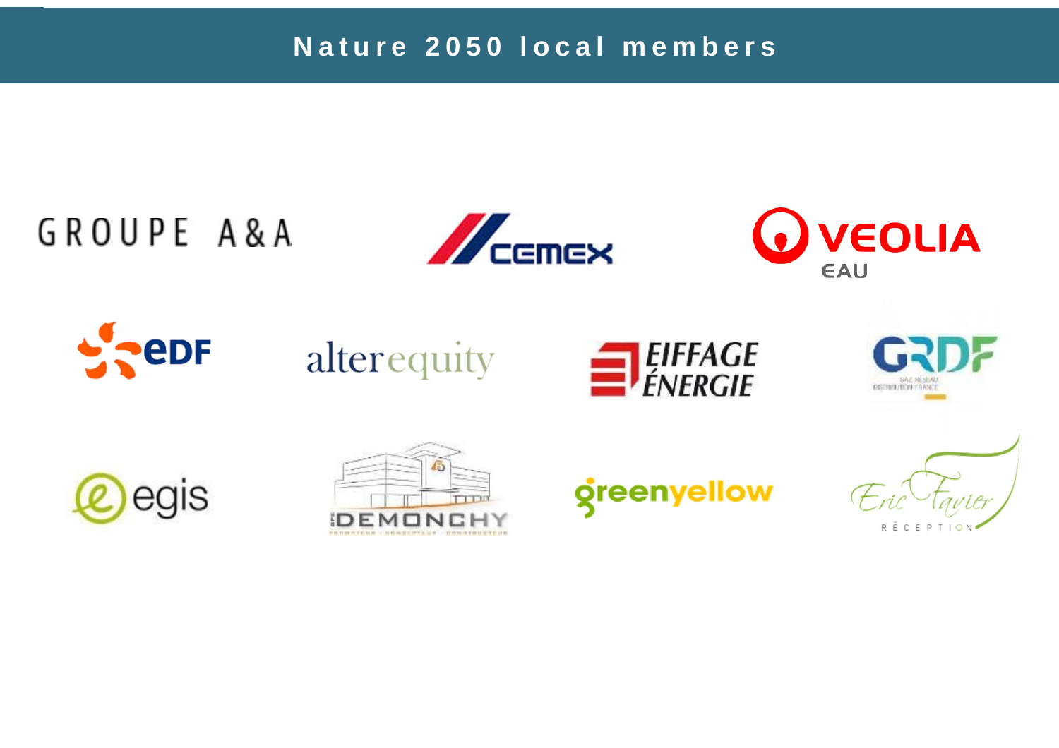# Nature 2050 local members

GROUPE A&A

CEMEX

VEOLIA EAU

EDF

alterequity

EIFFAGE ÉNERGIE

GRDF

egis

DEMONCHY

greenyellow

Eric Favier RÉCEPTION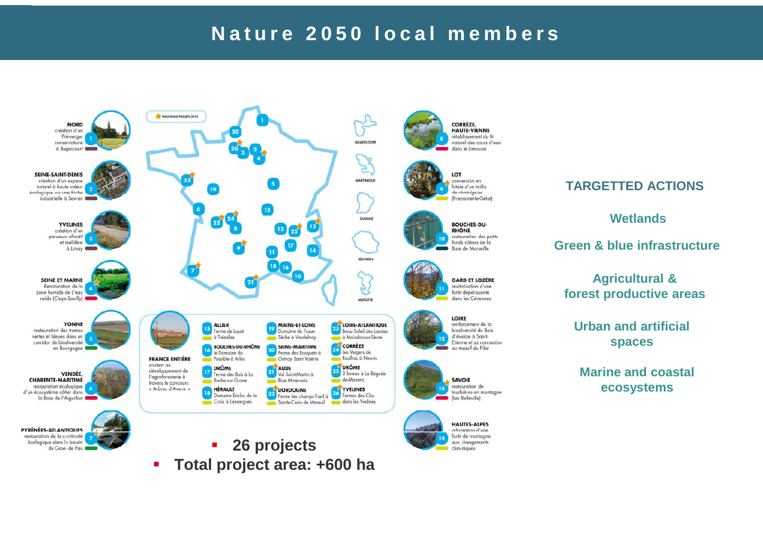# Nature 2050 local members

NOUVEAUX PROJETS 2018

**NORD**
création d'un Pré-verger conservatoire à Bugnicourt (1)

**SEINE-SAINT-DENIS**
création d'un espace naturel à haute valeur écologique sur une friche industrielle à Sevran (2)

**YVELINES**
création d'un parcours effectif et mellifère à Limay (3)

**SEINE ET MARNE**
Renaturation de la zone humide de l'eau raide (Claye-Souilly) (4)

**YONNE**
restauration des trames vertes et bleues dans un corridor de biodiversité en Bourgogne (5)

**VENDÉE, CHARENTE-MARITIME**
restauration écologique d'un écosystème côtier dans la Baie de l'Aiguillon (6)

**PYRÉNÉES-ATLANTIQUES**
restauration de la continuité écologique dans le bassin du Gave de Pau (7)

**CORRÈZE, HAUTE-VIENNE**
rétablissement du lit naturel des cours d'eau dans le Limousin (8)

**LOT**
conversion en futaie d'un taillis de chataignier (Frayssinet-le-Gélat) (9)

**BOUCHES-DU-RHÔNE**
restauration des petits fonds côtiers de la Baie de Marseille (10)

**GARD ET LOZÈRE**
revitalisation d'une forêt dépérissante dans les Cévennes (11)

**LOIRE**
renforcement de la biodiversité du Bois d'Avaize à Saint-Étienne et sa connexion au massif du Pilat (12)

**SAVOIE**
restauration de tourbières en montagne (Les Belleville) (13)

**HAUTES-ALPES**
adaptation d'une forêt de montagne aux changements climatiques (14)

**FRANCE ENTIÈRE**
soutien au développement de l'agroforesterie à travers le concours « Arbres d'Avenir »

- 15 **ALLIER** Ferme de Layat à Trézelles
- 16 **BOUCHES-DU-RHÔNE** le Domaine du Possible à Arles
- 17 **DRÔME** Ferme des Buis à La Roche sur Grane
- 18 **HÉRAULT** Domaine Enclos de la Croix à Lansargues
- 19 **MAINE-ET-LOIRE** Domaine de Fosse-Sèche à Vaudelnay
- 20 **SEINE-MARITIME** Ferme des Bosquets à Osmoy Saint Valérie
- 21 **AUDE** Val Saint-Martin à Bize Minervois
- 22 **DORDOGNE** Ferme les champs l'œil à Sainte-Croix de Mareuil
- 23 **LOIRE-ATLANTIQUE** Beau Soleil des Landes à Maisdon-sur-Sèvre
- 24 **CORRÈZE** Les Vergers de Roulhac à Neuvic
- 25 **DRÔME** 3 fermes à La Bégude-de-Mazenc
- 26 **YVELINES** Fermes des Clos dans les Yvelines

GUADELOUPE · MARTINIQUE · GUYANE · RÉUNION · MAYOTTE

- **26 projects**
- **Total project area: +600 ha**

## TARGETTED ACTIONS

**Wetlands**

**Green & blue infrastructure**

**Agricultural & forest productive areas**

**Urban and artificial spaces**

**Marine and coastal ecosystems**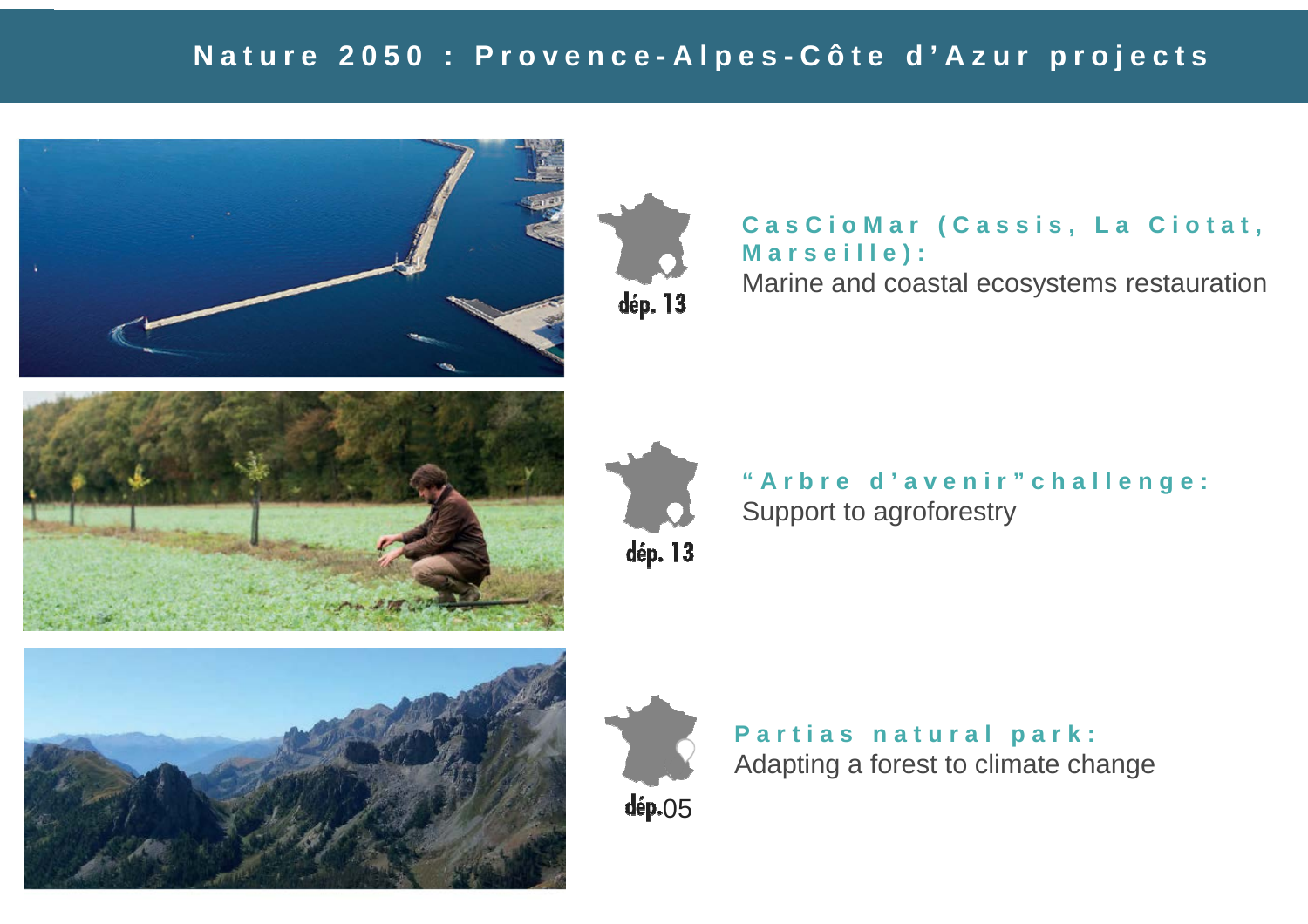# Nature 2050 : Provence-Alpes-Côte d'Azur projects

dép. 13

**CasCioMar (Cassis, La Ciotat, Marseille):**
Marine and coastal ecosystems restauration

dép. 13

**"Arbre d'avenir" challenge:**
Support to agroforestry

dép.05

**Partias natural park:**
Adapting a forest to climate change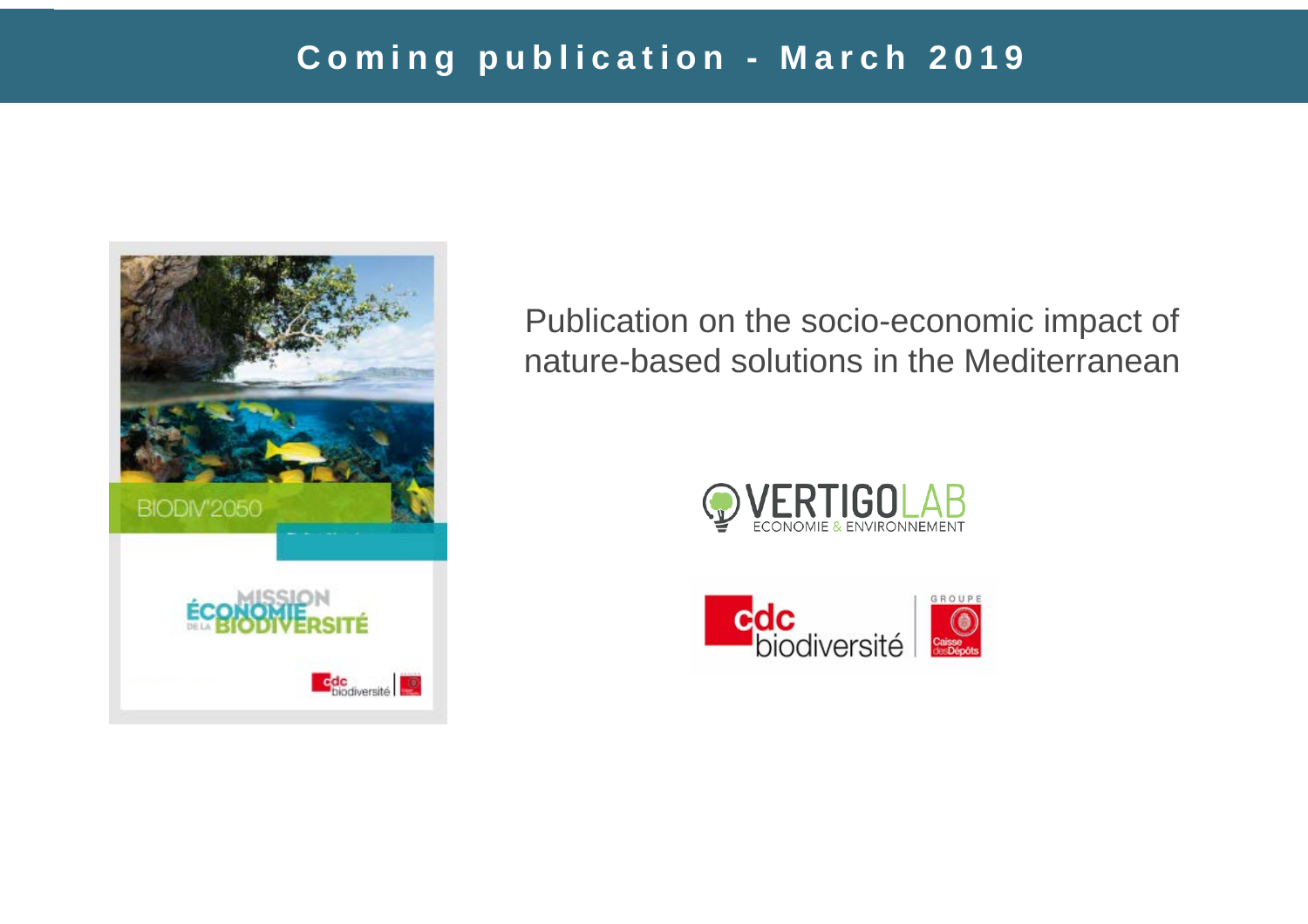# Coming publication - March 2019

Publication on the socio-economic impact of nature-based solutions in the Mediterranean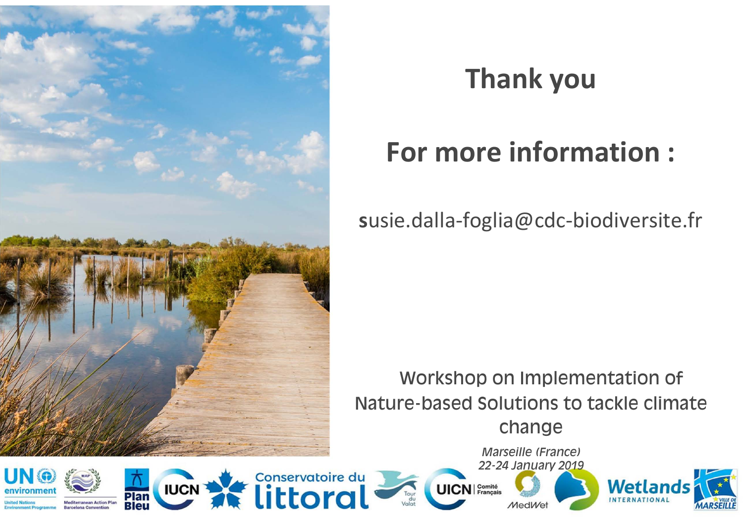# Thank you

## For more information :

susie.dalla-foglia@cdc-biodiversite.fr

Workshop on Implementation of Nature-based Solutions to tackle climate change

*Marseille (France)*
*22-24 January 2019*